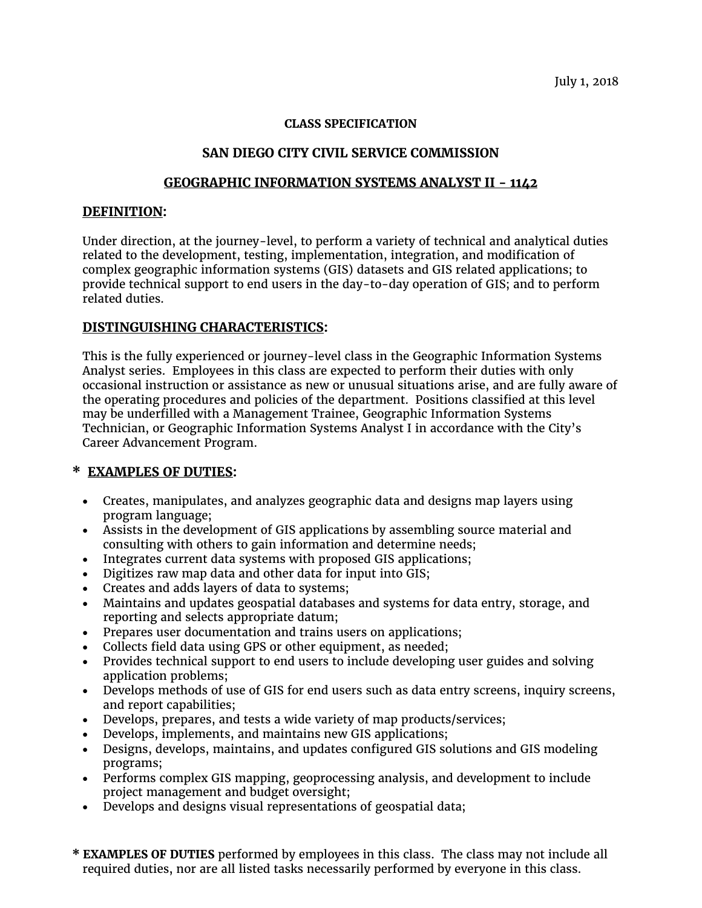July 1, 2018

**CLASS SPECIFICATION**

## SAN DIEGO CITY CIVIL SERVICE COMMISSION

## GEOGRAPHIC INFORMATION SYSTEMS ANALYST II - 1142

### DEFINITION:

Under direction, at the journey-level, to perform a variety of technical and analytical duties related to the development, testing, implementation, integration, and modification of complex geographic information systems (GIS) datasets and GIS related applications; to provide technical support to end users in the day-to-day operation of GIS; and to perform related duties.

### DISTINGUISHING CHARACTERISTICS:

This is the fully experienced or journey-level class in the Geographic Information Systems Analyst series. Employees in this class are expected to perform their duties with only occasional instruction or assistance as new or unusual situations arise, and are fully aware of the operating procedures and policies of the department. Positions classified at this level may be underfilled with a Management Trainee, Geographic Information Systems Technician, or Geographic Information Systems Analyst I in accordance with the City's Career Advancement Program.

### * EXAMPLES OF DUTIES:

- Creates, manipulates, and analyzes geographic data and designs map layers using program language;
- Assists in the development of GIS applications by assembling source material and consulting with others to gain information and determine needs;
- Integrates current data systems with proposed GIS applications;
- Digitizes raw map data and other data for input into GIS;
- Creates and adds layers of data to systems;
- Maintains and updates geospatial databases and systems for data entry, storage, and reporting and selects appropriate datum;
- Prepares user documentation and trains users on applications;
- Collects field data using GPS or other equipment, as needed;
- Provides technical support to end users to include developing user guides and solving application problems;
- Develops methods of use of GIS for end users such as data entry screens, inquiry screens, and report capabilities;
- Develops, prepares, and tests a wide variety of map products/services;
- Develops, implements, and maintains new GIS applications;
- Designs, develops, maintains, and updates configured GIS solutions and GIS modeling programs;
- Performs complex GIS mapping, geoprocessing analysis, and development to include project management and budget oversight;
- Develops and designs visual representations of geospatial data;

\* **EXAMPLES OF DUTIES** performed by employees in this class. The class may not include all required duties, nor are all listed tasks necessarily performed by everyone in this class.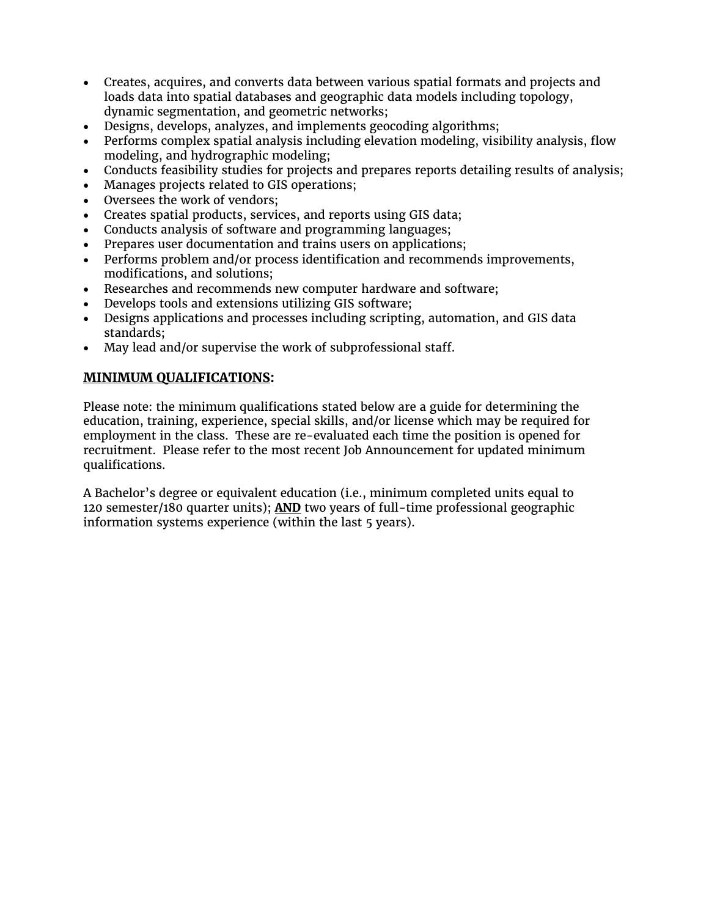- Creates, acquires, and converts data between various spatial formats and projects and loads data into spatial databases and geographic data models including topology, dynamic segmentation, and geometric networks;
- Designs, develops, analyzes, and implements geocoding algorithms;
- Performs complex spatial analysis including elevation modeling, visibility analysis, flow modeling, and hydrographic modeling;
- Conducts feasibility studies for projects and prepares reports detailing results of analysis;
- Manages projects related to GIS operations;
- Oversees the work of vendors;
- Creates spatial products, services, and reports using GIS data;
- Conducts analysis of software and programming languages;
- Prepares user documentation and trains users on applications;
- Performs problem and/or process identification and recommends improvements, modifications, and solutions;
- Researches and recommends new computer hardware and software;
- Develops tools and extensions utilizing GIS software;
- Designs applications and processes including scripting, automation, and GIS data standards;
- May lead and/or supervise the work of subprofessional staff.

## MINIMUM QUALIFICATIONS:

Please note: the minimum qualifications stated below are a guide for determining the education, training, experience, special skills, and/or license which may be required for employment in the class. These are re-evaluated each time the position is opened for recruitment. Please refer to the most recent Job Announcement for updated minimum qualifications.

A Bachelor's degree or equivalent education (i.e., minimum completed units equal to 120 semester/180 quarter units); **AND** two years of full-time professional geographic information systems experience (within the last 5 years).